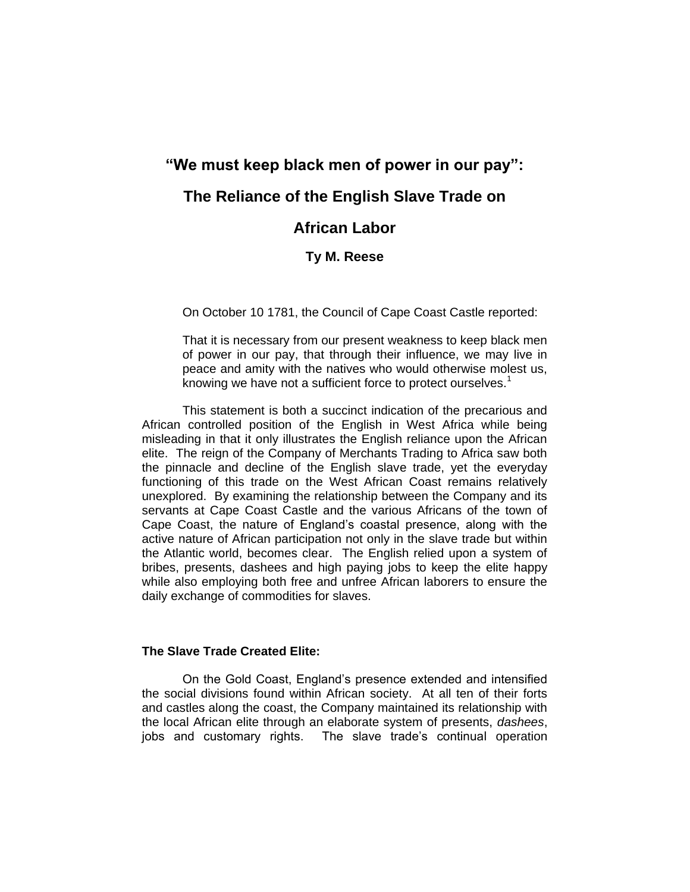# "We must keep black men of power in our pay": The Reliance of the English Slave Trade on African Labor

**Ty M. Reese**

On October 10 1781, the Council of Cape Coast Castle reported:

> That it is necessary from our present weakness to keep black men of power in our pay, that through their influence, we may live in peace and amity with the natives who would otherwise molest us, knowing we have not a sufficient force to protect ourselves.[1]

This statement is both a succinct indication of the precarious and African controlled position of the English in West Africa while being misleading in that it only illustrates the English reliance upon the African elite. The reign of the Company of Merchants Trading to Africa saw both the pinnacle and decline of the English slave trade, yet the everyday functioning of this trade on the West African Coast remains relatively unexplored. By examining the relationship between the Company and its servants at Cape Coast Castle and the various Africans of the town of Cape Coast, the nature of England's coastal presence, along with the active nature of African participation not only in the slave trade but within the Atlantic world, becomes clear. The English relied upon a system of bribes, presents, dashees and high paying jobs to keep the elite happy while also employing both free and unfree African laborers to ensure the daily exchange of commodities for slaves.

### The Slave Trade Created Elite:

On the Gold Coast, England's presence extended and intensified the social divisions found within African society. At all ten of their forts and castles along the coast, the Company maintained its relationship with the local African elite through an elaborate system of presents, *dashees*, jobs and customary rights. The slave trade's continual operation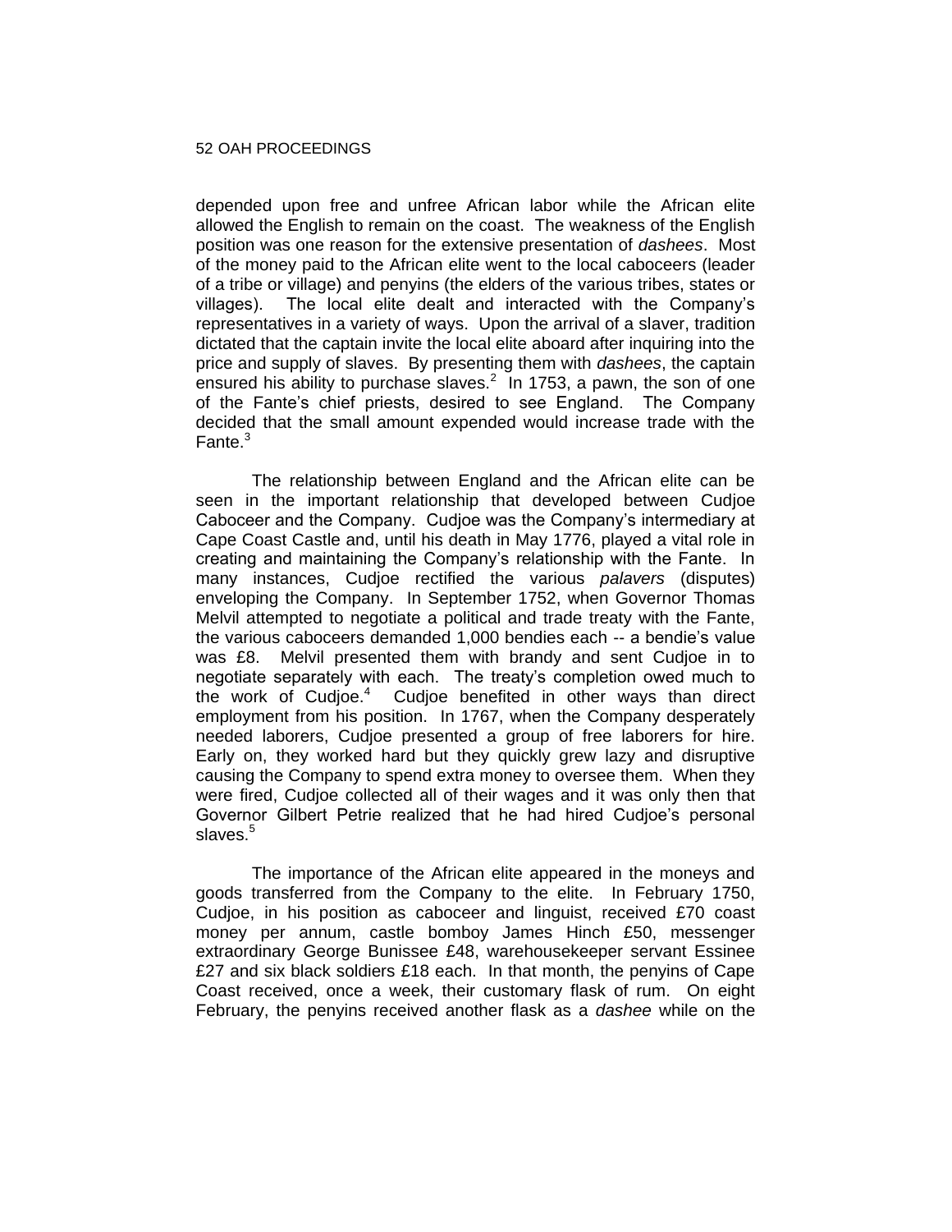depended upon free and unfree African labor while the African elite allowed the English to remain on the coast. The weakness of the English position was one reason for the extensive presentation of *dashees*. Most of the money paid to the African elite went to the local caboceers (leader of a tribe or village) and penyins (the elders of the various tribes, states or villages). The local elite dealt and interacted with the Company's representatives in a variety of ways. Upon the arrival of a slaver, tradition dictated that the captain invite the local elite aboard after inquiring into the price and supply of slaves. By presenting them with *dashees*, the captain ensured his ability to purchase slaves.[2] In 1753, a pawn, the son of one of the Fante's chief priests, desired to see England. The Company decided that the small amount expended would increase trade with the Fante.[3]

The relationship between England and the African elite can be seen in the important relationship that developed between Cudjoe Caboceer and the Company. Cudjoe was the Company's intermediary at Cape Coast Castle and, until his death in May 1776, played a vital role in creating and maintaining the Company's relationship with the Fante. In many instances, Cudjoe rectified the various *palavers* (disputes) enveloping the Company. In September 1752, when Governor Thomas Melvil attempted to negotiate a political and trade treaty with the Fante, the various caboceers demanded 1,000 bendies each -- a bendie's value was £8. Melvil presented them with brandy and sent Cudjoe in to negotiate separately with each. The treaty's completion owed much to the work of Cudjoe.[4] Cudjoe benefited in other ways than direct employment from his position. In 1767, when the Company desperately needed laborers, Cudjoe presented a group of free laborers for hire. Early on, they worked hard but they quickly grew lazy and disruptive causing the Company to spend extra money to oversee them. When they were fired, Cudjoe collected all of their wages and it was only then that Governor Gilbert Petrie realized that he had hired Cudjoe's personal slaves.[5]

The importance of the African elite appeared in the moneys and goods transferred from the Company to the elite. In February 1750, Cudjoe, in his position as caboceer and linguist, received £70 coast money per annum, castle bomboy James Hinch £50, messenger extraordinary George Bunissee £48, warehousekeeper servant Essinee £27 and six black soldiers £18 each. In that month, the penyins of Cape Coast received, once a week, their customary flask of rum. On eight February, the penyins received another flask as a *dashee* while on the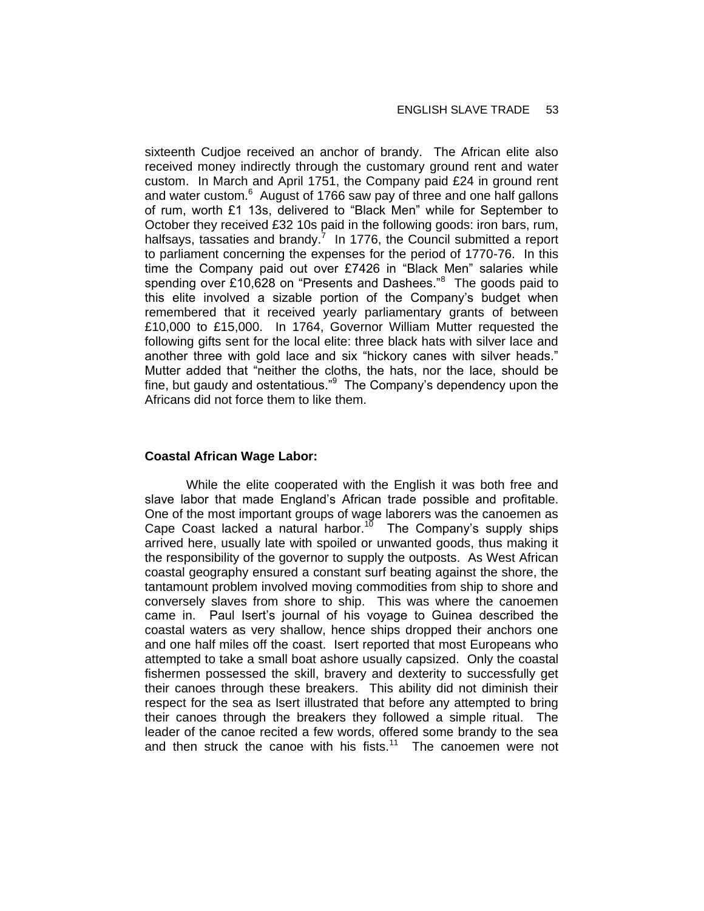sixteenth Cudjoe received an anchor of brandy. The African elite also received money indirectly through the customary ground rent and water custom. In March and April 1751, the Company paid £24 in ground rent and water custom.[6] August of 1766 saw pay of three and one half gallons of rum, worth £1 13s, delivered to "Black Men" while for September to October they received £32 10s paid in the following goods: iron bars, rum, halfsays, tassaties and brandy.[7] In 1776, the Council submitted a report to parliament concerning the expenses for the period of 1770-76. In this time the Company paid out over £7426 in "Black Men" salaries while spending over £10,628 on "Presents and Dashees."[8] The goods paid to this elite involved a sizable portion of the Company's budget when remembered that it received yearly parliamentary grants of between £10,000 to £15,000. In 1764, Governor William Mutter requested the following gifts sent for the local elite: three black hats with silver lace and another three with gold lace and six "hickory canes with silver heads." Mutter added that "neither the cloths, the hats, nor the lace, should be fine, but gaudy and ostentatious."[9] The Company's dependency upon the Africans did not force them to like them.

**Coastal African Wage Labor:**

While the elite cooperated with the English it was both free and slave labor that made England's African trade possible and profitable. One of the most important groups of wage laborers was the canoemen as Cape Coast lacked a natural harbor.[10] The Company's supply ships arrived here, usually late with spoiled or unwanted goods, thus making it the responsibility of the governor to supply the outposts. As West African coastal geography ensured a constant surf beating against the shore, the tantamount problem involved moving commodities from ship to shore and conversely slaves from shore to ship. This was where the canoemen came in. Paul Isert's journal of his voyage to Guinea described the coastal waters as very shallow, hence ships dropped their anchors one and one half miles off the coast. Isert reported that most Europeans who attempted to take a small boat ashore usually capsized. Only the coastal fishermen possessed the skill, bravery and dexterity to successfully get their canoes through these breakers. This ability did not diminish their respect for the sea as Isert illustrated that before any attempted to bring their canoes through the breakers they followed a simple ritual. The leader of the canoe recited a few words, offered some brandy to the sea and then struck the canoe with his fists.[11] The canoemen were not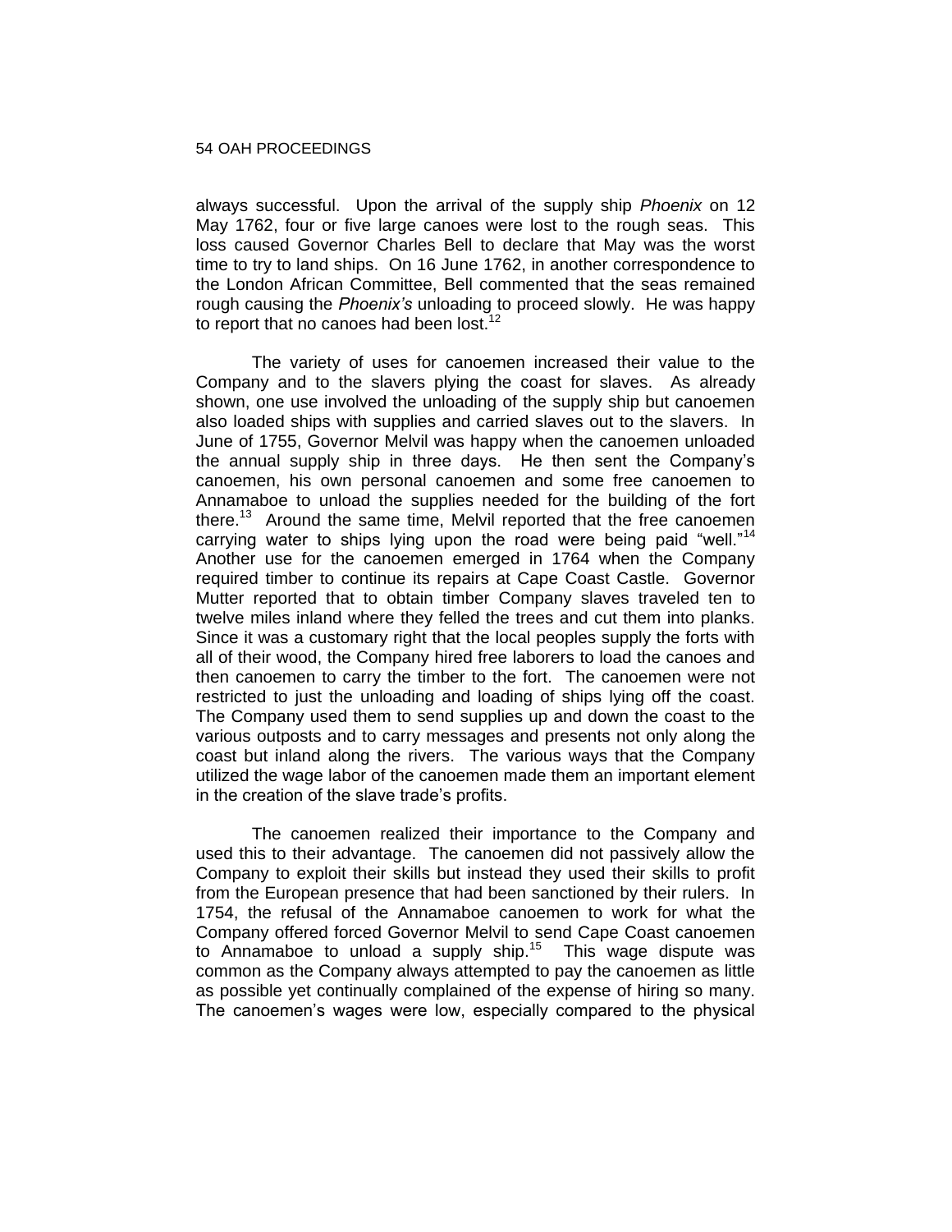always successful. Upon the arrival of the supply ship *Phoenix* on 12 May 1762, four or five large canoes were lost to the rough seas. This loss caused Governor Charles Bell to declare that May was the worst time to try to land ships. On 16 June 1762, in another correspondence to the London African Committee, Bell commented that the seas remained rough causing the *Phoenix's* unloading to proceed slowly. He was happy to report that no canoes had been lost.[12]

The variety of uses for canoemen increased their value to the Company and to the slavers plying the coast for slaves. As already shown, one use involved the unloading of the supply ship but canoemen also loaded ships with supplies and carried slaves out to the slavers. In June of 1755, Governor Melvil was happy when the canoemen unloaded the annual supply ship in three days. He then sent the Company's canoemen, his own personal canoemen and some free canoemen to Annamaboe to unload the supplies needed for the building of the fort there.[13] Around the same time, Melvil reported that the free canoemen carrying water to ships lying upon the road were being paid "well."[14] Another use for the canoemen emerged in 1764 when the Company required timber to continue its repairs at Cape Coast Castle. Governor Mutter reported that to obtain timber Company slaves traveled ten to twelve miles inland where they felled the trees and cut them into planks. Since it was a customary right that the local peoples supply the forts with all of their wood, the Company hired free laborers to load the canoes and then canoemen to carry the timber to the fort. The canoemen were not restricted to just the unloading and loading of ships lying off the coast. The Company used them to send supplies up and down the coast to the various outposts and to carry messages and presents not only along the coast but inland along the rivers. The various ways that the Company utilized the wage labor of the canoemen made them an important element in the creation of the slave trade's profits.

The canoemen realized their importance to the Company and used this to their advantage. The canoemen did not passively allow the Company to exploit their skills but instead they used their skills to profit from the European presence that had been sanctioned by their rulers. In 1754, the refusal of the Annamaboe canoemen to work for what the Company offered forced Governor Melvil to send Cape Coast canoemen to Annamaboe to unload a supply ship.[15] This wage dispute was common as the Company always attempted to pay the canoemen as little as possible yet continually complained of the expense of hiring so many. The canoemen's wages were low, especially compared to the physical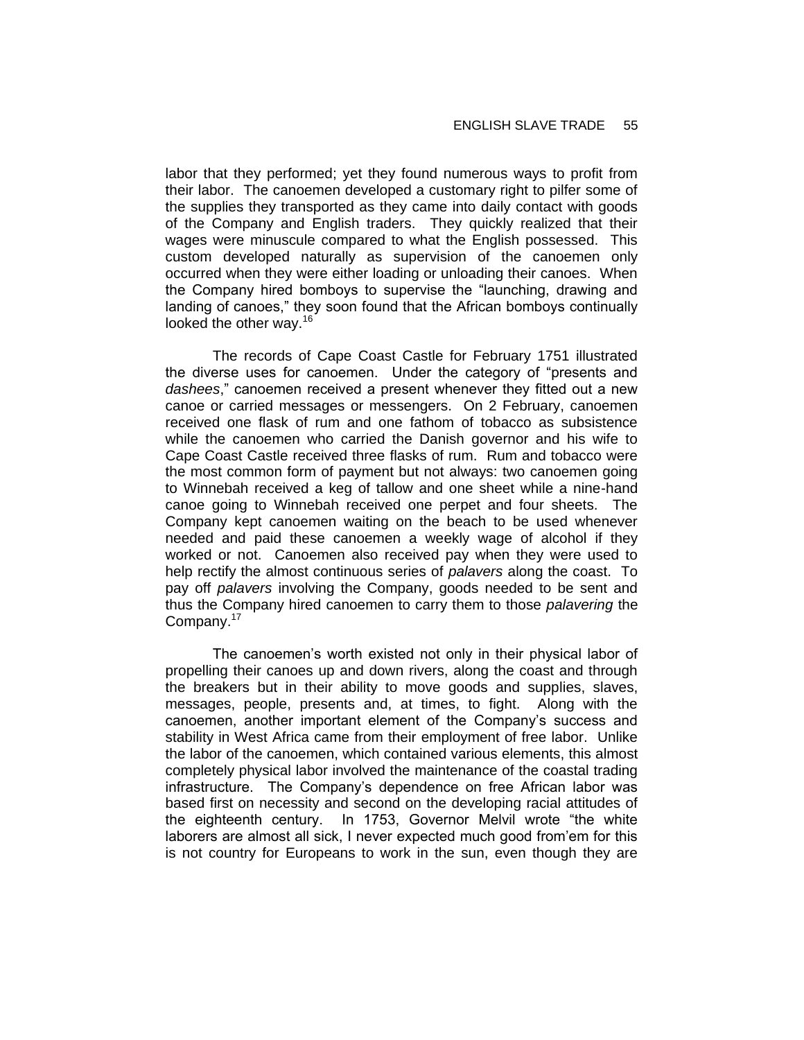labor that they performed; yet they found numerous ways to profit from their labor. The canoemen developed a customary right to pilfer some of the supplies they transported as they came into daily contact with goods of the Company and English traders. They quickly realized that their wages were minuscule compared to what the English possessed. This custom developed naturally as supervision of the canoemen only occurred when they were either loading or unloading their canoes. When the Company hired bomboys to supervise the "launching, drawing and landing of canoes," they soon found that the African bomboys continually looked the other way.[16]

The records of Cape Coast Castle for February 1751 illustrated the diverse uses for canoemen. Under the category of "presents and *dashees*," canoemen received a present whenever they fitted out a new canoe or carried messages or messengers. On 2 February, canoemen received one flask of rum and one fathom of tobacco as subsistence while the canoemen who carried the Danish governor and his wife to Cape Coast Castle received three flasks of rum. Rum and tobacco were the most common form of payment but not always: two canoemen going to Winnebah received a keg of tallow and one sheet while a nine-hand canoe going to Winnebah received one perpet and four sheets. The Company kept canoemen waiting on the beach to be used whenever needed and paid these canoemen a weekly wage of alcohol if they worked or not. Canoemen also received pay when they were used to help rectify the almost continuous series of *palavers* along the coast. To pay off *palavers* involving the Company, goods needed to be sent and thus the Company hired canoemen to carry them to those *palavering* the Company.[17]

The canoemen's worth existed not only in their physical labor of propelling their canoes up and down rivers, along the coast and through the breakers but in their ability to move goods and supplies, slaves, messages, people, presents and, at times, to fight. Along with the canoemen, another important element of the Company's success and stability in West Africa came from their employment of free labor. Unlike the labor of the canoemen, which contained various elements, this almost completely physical labor involved the maintenance of the coastal trading infrastructure. The Company's dependence on free African labor was based first on necessity and second on the developing racial attitudes of the eighteenth century. In 1753, Governor Melvil wrote "the white laborers are almost all sick, I never expected much good from'em for this is not country for Europeans to work in the sun, even though they are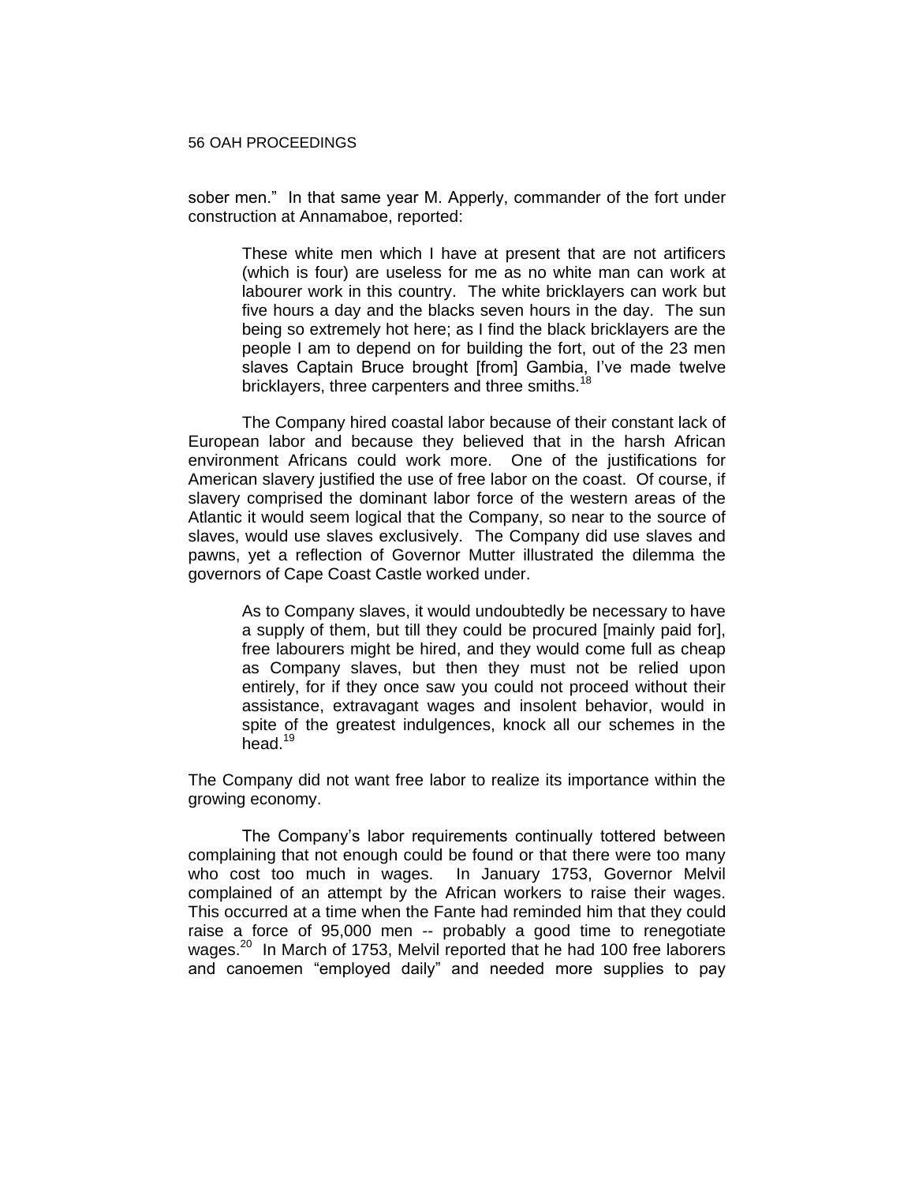sober men." In that same year M. Apperly, commander of the fort under construction at Annamaboe, reported:

> These white men which I have at present that are not artificers (which is four) are useless for me as no white man can work at labourer work in this country. The white bricklayers can work but five hours a day and the blacks seven hours in the day. The sun being so extremely hot here; as I find the black bricklayers are the people I am to depend on for building the fort, out of the 23 men slaves Captain Bruce brought [from] Gambia, I've made twelve bricklayers, three carpenters and three smiths.[18]

The Company hired coastal labor because of their constant lack of European labor and because they believed that in the harsh African environment Africans could work more. One of the justifications for American slavery justified the use of free labor on the coast. Of course, if slavery comprised the dominant labor force of the western areas of the Atlantic it would seem logical that the Company, so near to the source of slaves, would use slaves exclusively. The Company did use slaves and pawns, yet a reflection of Governor Mutter illustrated the dilemma the governors of Cape Coast Castle worked under.

> As to Company slaves, it would undoubtedly be necessary to have a supply of them, but till they could be procured [mainly paid for], free labourers might be hired, and they would come full as cheap as Company slaves, but then they must not be relied upon entirely, for if they once saw you could not proceed without their assistance, extravagant wages and insolent behavior, would in spite of the greatest indulgences, knock all our schemes in the head.[19]

The Company did not want free labor to realize its importance within the growing economy.

The Company's labor requirements continually tottered between complaining that not enough could be found or that there were too many who cost too much in wages. In January 1753, Governor Melvil complained of an attempt by the African workers to raise their wages. This occurred at a time when the Fante had reminded him that they could raise a force of 95,000 men -- probably a good time to renegotiate wages.[20] In March of 1753, Melvil reported that he had 100 free laborers and canoemen "employed daily" and needed more supplies to pay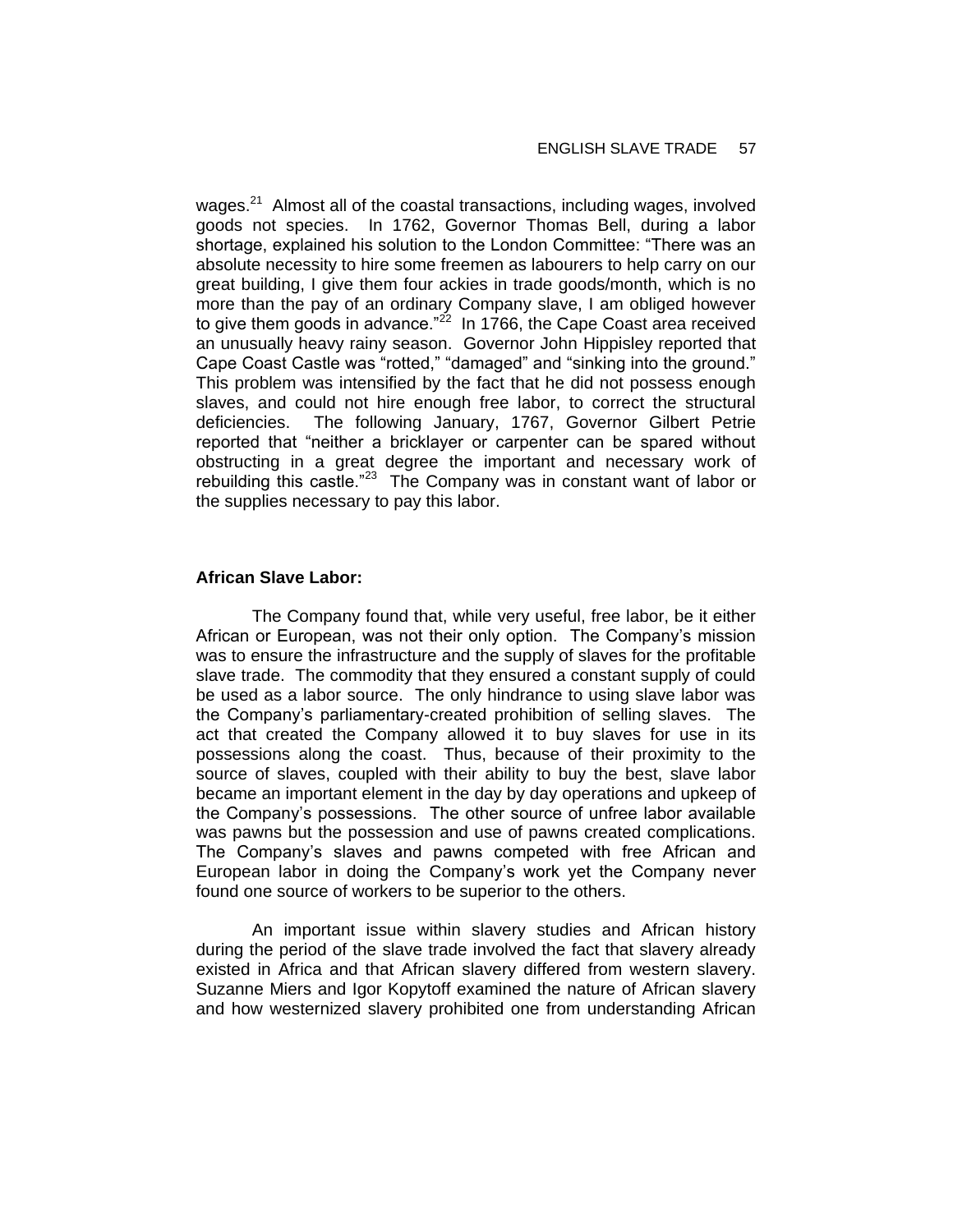wages.[21] Almost all of the coastal transactions, including wages, involved goods not species. In 1762, Governor Thomas Bell, during a labor shortage, explained his solution to the London Committee: “There was an absolute necessity to hire some freemen as labourers to help carry on our great building, I give them four ackies in trade goods/month, which is no more than the pay of an ordinary Company slave, I am obliged however to give them goods in advance.”[22] In 1766, the Cape Coast area received an unusually heavy rainy season. Governor John Hippisley reported that Cape Coast Castle was “rotted,” “damaged” and “sinking into the ground.” This problem was intensified by the fact that he did not possess enough slaves, and could not hire enough free labor, to correct the structural deficiencies. The following January, 1767, Governor Gilbert Petrie reported that “neither a bricklayer or carpenter can be spared without obstructing in a great degree the important and necessary work of rebuilding this castle.”[23] The Company was in constant want of labor or the supplies necessary to pay this labor.

**African Slave Labor:**

The Company found that, while very useful, free labor, be it either African or European, was not their only option. The Company’s mission was to ensure the infrastructure and the supply of slaves for the profitable slave trade. The commodity that they ensured a constant supply of could be used as a labor source. The only hindrance to using slave labor was the Company’s parliamentary-created prohibition of selling slaves. The act that created the Company allowed it to buy slaves for use in its possessions along the coast. Thus, because of their proximity to the source of slaves, coupled with their ability to buy the best, slave labor became an important element in the day by day operations and upkeep of the Company’s possessions. The other source of unfree labor available was pawns but the possession and use of pawns created complications. The Company’s slaves and pawns competed with free African and European labor in doing the Company’s work yet the Company never found one source of workers to be superior to the others.

An important issue within slavery studies and African history during the period of the slave trade involved the fact that slavery already existed in Africa and that African slavery differed from western slavery. Suzanne Miers and Igor Kopytoff examined the nature of African slavery and how westernized slavery prohibited one from understanding African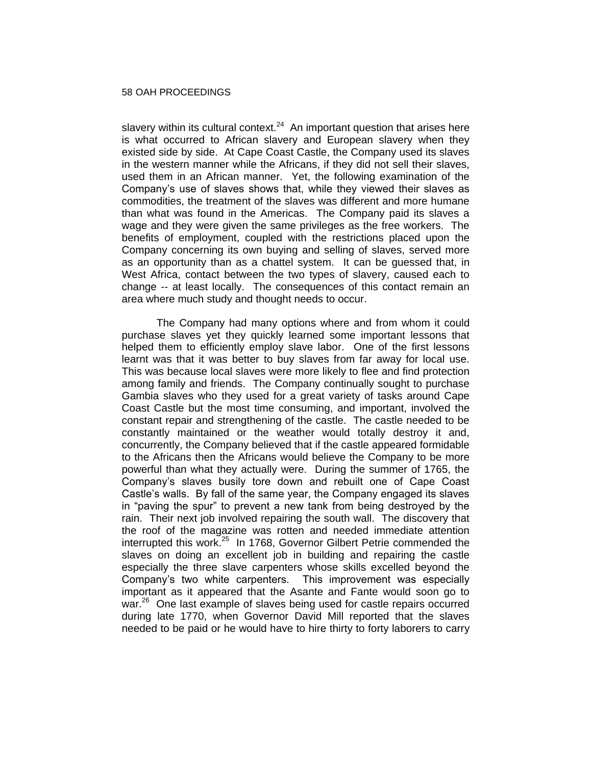slavery within its cultural context.[24] An important question that arises here is what occurred to African slavery and European slavery when they existed side by side. At Cape Coast Castle, the Company used its slaves in the western manner while the Africans, if they did not sell their slaves, used them in an African manner. Yet, the following examination of the Company's use of slaves shows that, while they viewed their slaves as commodities, the treatment of the slaves was different and more humane than what was found in the Americas. The Company paid its slaves a wage and they were given the same privileges as the free workers. The benefits of employment, coupled with the restrictions placed upon the Company concerning its own buying and selling of slaves, served more as an opportunity than as a chattel system. It can be guessed that, in West Africa, contact between the two types of slavery, caused each to change -- at least locally. The consequences of this contact remain an area where much study and thought needs to occur.

The Company had many options where and from whom it could purchase slaves yet they quickly learned some important lessons that helped them to efficiently employ slave labor. One of the first lessons learnt was that it was better to buy slaves from far away for local use. This was because local slaves were more likely to flee and find protection among family and friends. The Company continually sought to purchase Gambia slaves who they used for a great variety of tasks around Cape Coast Castle but the most time consuming, and important, involved the constant repair and strengthening of the castle. The castle needed to be constantly maintained or the weather would totally destroy it and, concurrently, the Company believed that if the castle appeared formidable to the Africans then the Africans would believe the Company to be more powerful than what they actually were. During the summer of 1765, the Company's slaves busily tore down and rebuilt one of Cape Coast Castle's walls. By fall of the same year, the Company engaged its slaves in "paving the spur" to prevent a new tank from being destroyed by the rain. Their next job involved repairing the south wall. The discovery that the roof of the magazine was rotten and needed immediate attention interrupted this work.[25] In 1768, Governor Gilbert Petrie commended the slaves on doing an excellent job in building and repairing the castle especially the three slave carpenters whose skills excelled beyond the Company's two white carpenters. This improvement was especially important as it appeared that the Asante and Fante would soon go to war.[26] One last example of slaves being used for castle repairs occurred during late 1770, when Governor David Mill reported that the slaves needed to be paid or he would have to hire thirty to forty laborers to carry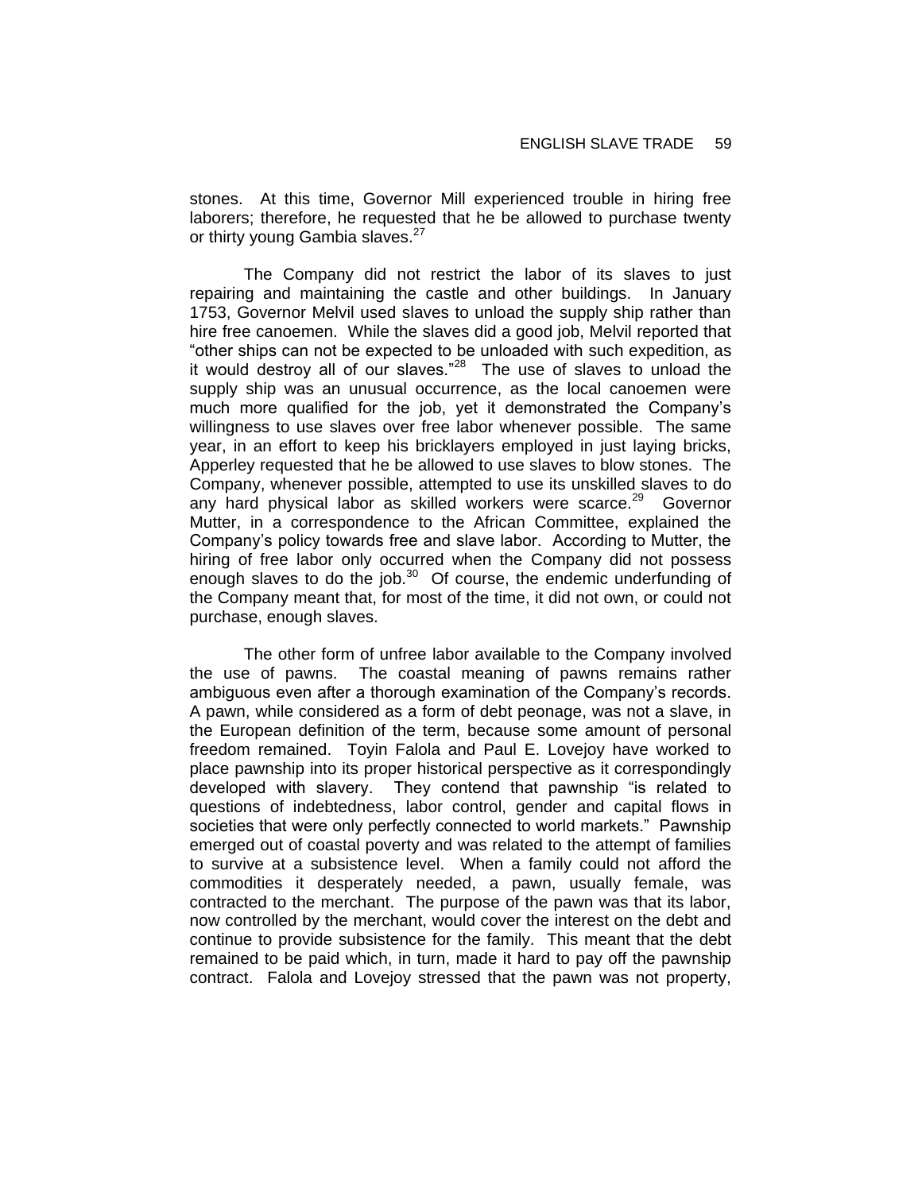stones. At this time, Governor Mill experienced trouble in hiring free laborers; therefore, he requested that he be allowed to purchase twenty or thirty young Gambia slaves.[27]

The Company did not restrict the labor of its slaves to just repairing and maintaining the castle and other buildings. In January 1753, Governor Melvil used slaves to unload the supply ship rather than hire free canoemen. While the slaves did a good job, Melvil reported that "other ships can not be expected to be unloaded with such expedition, as it would destroy all of our slaves."[28] The use of slaves to unload the supply ship was an unusual occurrence, as the local canoemen were much more qualified for the job, yet it demonstrated the Company's willingness to use slaves over free labor whenever possible. The same year, in an effort to keep his bricklayers employed in just laying bricks, Apperley requested that he be allowed to use slaves to blow stones. The Company, whenever possible, attempted to use its unskilled slaves to do any hard physical labor as skilled workers were scarce.[29] Governor Mutter, in a correspondence to the African Committee, explained the Company's policy towards free and slave labor. According to Mutter, the hiring of free labor only occurred when the Company did not possess enough slaves to do the job.[30] Of course, the endemic underfunding of the Company meant that, for most of the time, it did not own, or could not purchase, enough slaves.

The other form of unfree labor available to the Company involved the use of pawns. The coastal meaning of pawns remains rather ambiguous even after a thorough examination of the Company's records. A pawn, while considered as a form of debt peonage, was not a slave, in the European definition of the term, because some amount of personal freedom remained. Toyin Falola and Paul E. Lovejoy have worked to place pawnship into its proper historical perspective as it correspondingly developed with slavery. They contend that pawnship "is related to questions of indebtedness, labor control, gender and capital flows in societies that were only perfectly connected to world markets." Pawnship emerged out of coastal poverty and was related to the attempt of families to survive at a subsistence level. When a family could not afford the commodities it desperately needed, a pawn, usually female, was contracted to the merchant. The purpose of the pawn was that its labor, now controlled by the merchant, would cover the interest on the debt and continue to provide subsistence for the family. This meant that the debt remained to be paid which, in turn, made it hard to pay off the pawnship contract. Falola and Lovejoy stressed that the pawn was not property,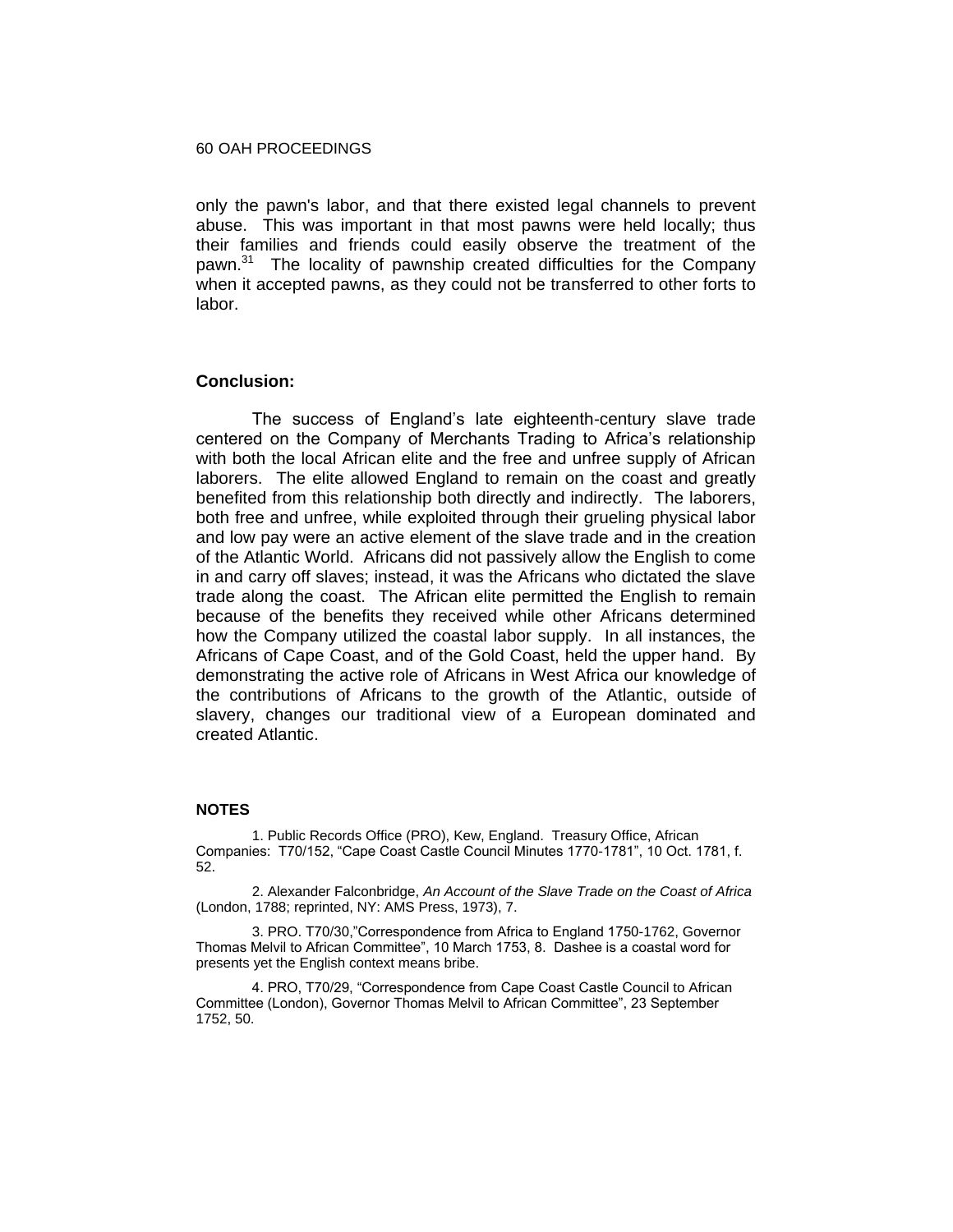only the pawn's labor, and that there existed legal channels to prevent abuse. This was important in that most pawns were held locally; thus their families and friends could easily observe the treatment of the pawn.[31] The locality of pawnship created difficulties for the Company when it accepted pawns, as they could not be transferred to other forts to labor.

## Conclusion:

The success of England's late eighteenth-century slave trade centered on the Company of Merchants Trading to Africa's relationship with both the local African elite and the free and unfree supply of African laborers. The elite allowed England to remain on the coast and greatly benefited from this relationship both directly and indirectly. The laborers, both free and unfree, while exploited through their grueling physical labor and low pay were an active element of the slave trade and in the creation of the Atlantic World. Africans did not passively allow the English to come in and carry off slaves; instead, it was the Africans who dictated the slave trade along the coast. The African elite permitted the English to remain because of the benefits they received while other Africans determined how the Company utilized the coastal labor supply. In all instances, the Africans of Cape Coast, and of the Gold Coast, held the upper hand. By demonstrating the active role of Africans in West Africa our knowledge of the contributions of Africans to the growth of the Atlantic, outside of slavery, changes our traditional view of a European dominated and created Atlantic.

## NOTES

1. Public Records Office (PRO), Kew, England. Treasury Office, African Companies: T70/152, "Cape Coast Castle Council Minutes 1770-1781", 10 Oct. 1781, f. 52.

2. Alexander Falconbridge, *An Account of the Slave Trade on the Coast of Africa* (London, 1788; reprinted, NY: AMS Press, 1973), 7.

3. PRO. T70/30,"Correspondence from Africa to England 1750-1762, Governor Thomas Melvil to African Committee", 10 March 1753, 8. Dashee is a coastal word for presents yet the English context means bribe.

4. PRO, T70/29, "Correspondence from Cape Coast Castle Council to African Committee (London), Governor Thomas Melvil to African Committee", 23 September 1752, 50.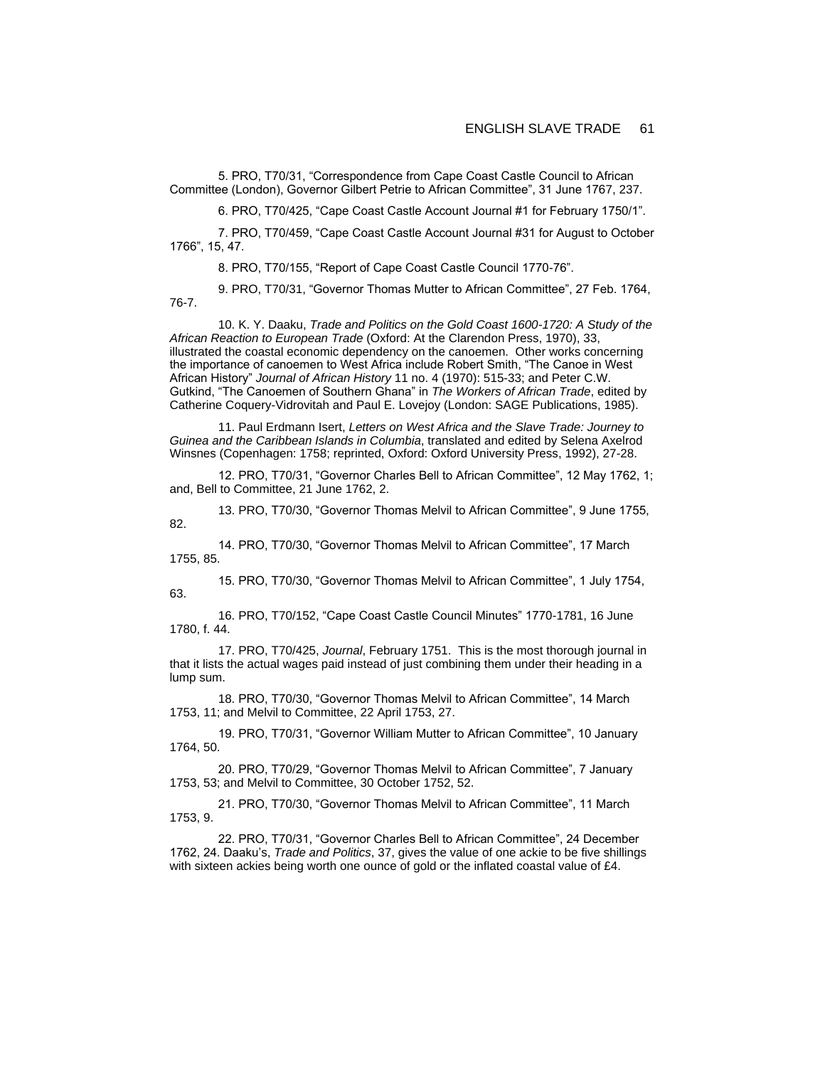5. PRO, T70/31, "Correspondence from Cape Coast Castle Council to African Committee (London), Governor Gilbert Petrie to African Committee", 31 June 1767, 237.

6. PRO, T70/425, "Cape Coast Castle Account Journal #1 for February 1750/1".

7. PRO, T70/459, "Cape Coast Castle Account Journal #31 for August to October 1766", 15, 47.

8. PRO, T70/155, "Report of Cape Coast Castle Council 1770-76".

9. PRO, T70/31, "Governor Thomas Mutter to African Committee", 27 Feb. 1764, 76-7.

10. K. Y. Daaku, *Trade and Politics on the Gold Coast 1600-1720: A Study of the African Reaction to European Trade* (Oxford: At the Clarendon Press, 1970), 33, illustrated the coastal economic dependency on the canoemen. Other works concerning the importance of canoemen to West Africa include Robert Smith, "The Canoe in West African History" *Journal of African History* 11 no. 4 (1970): 515-33; and Peter C.W. Gutkind, "The Canoemen of Southern Ghana" in *The Workers of African Trade*, edited by Catherine Coquery-Vidrovitah and Paul E. Lovejoy (London: SAGE Publications, 1985).

11. Paul Erdmann Isert, *Letters on West Africa and the Slave Trade: Journey to Guinea and the Caribbean Islands in Columbia*, translated and edited by Selena Axelrod Winsnes (Copenhagen: 1758; reprinted, Oxford: Oxford University Press, 1992), 27-28.

12. PRO, T70/31, "Governor Charles Bell to African Committee", 12 May 1762, 1; and, Bell to Committee, 21 June 1762, 2.

13. PRO, T70/30, "Governor Thomas Melvil to African Committee", 9 June 1755, 82.

14. PRO, T70/30, "Governor Thomas Melvil to African Committee", 17 March 1755, 85.

15. PRO, T70/30, "Governor Thomas Melvil to African Committee", 1 July 1754, 63.

16. PRO, T70/152, "Cape Coast Castle Council Minutes" 1770-1781, 16 June 1780, f. 44.

17. PRO, T70/425, *Journal*, February 1751. This is the most thorough journal in that it lists the actual wages paid instead of just combining them under their heading in a lump sum.

18. PRO, T70/30, "Governor Thomas Melvil to African Committee", 14 March 1753, 11; and Melvil to Committee, 22 April 1753, 27.

19. PRO, T70/31, "Governor William Mutter to African Committee", 10 January 1764, 50.

20. PRO, T70/29, "Governor Thomas Melvil to African Committee", 7 January 1753, 53; and Melvil to Committee, 30 October 1752, 52.

21. PRO, T70/30, "Governor Thomas Melvil to African Committee", 11 March 1753, 9.

22. PRO, T70/31, "Governor Charles Bell to African Committee", 24 December 1762, 24. Daaku's, *Trade and Politics*, 37, gives the value of one ackie to be five shillings with sixteen ackies being worth one ounce of gold or the inflated coastal value of £4.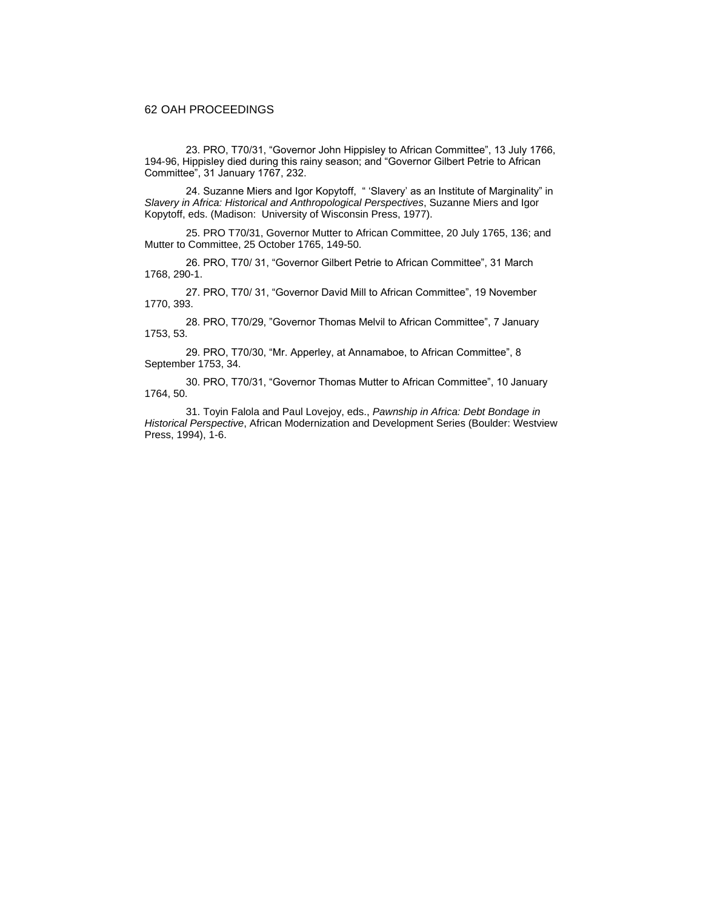23. PRO, T70/31, "Governor John Hippisley to African Committee", 13 July 1766, 194-96, Hippisley died during this rainy season; and "Governor Gilbert Petrie to African Committee", 31 January 1767, 232.

24. Suzanne Miers and Igor Kopytoff, " 'Slavery' as an Institute of Marginality" in *Slavery in Africa: Historical and Anthropological Perspectives*, Suzanne Miers and Igor Kopytoff, eds. (Madison: University of Wisconsin Press, 1977).

25. PRO T70/31, Governor Mutter to African Committee, 20 July 1765, 136; and Mutter to Committee, 25 October 1765, 149-50.

26. PRO, T70/ 31, "Governor Gilbert Petrie to African Committee", 31 March 1768, 290-1.

27. PRO, T70/ 31, "Governor David Mill to African Committee", 19 November 1770, 393.

28. PRO, T70/29, "Governor Thomas Melvil to African Committee", 7 January 1753, 53.

29. PRO, T70/30, "Mr. Apperley, at Annamaboe, to African Committee", 8 September 1753, 34.

30. PRO, T70/31, "Governor Thomas Mutter to African Committee", 10 January 1764, 50.

31. Toyin Falola and Paul Lovejoy, eds., *Pawnship in Africa: Debt Bondage in Historical Perspective*, African Modernization and Development Series (Boulder: Westview Press, 1994), 1-6.